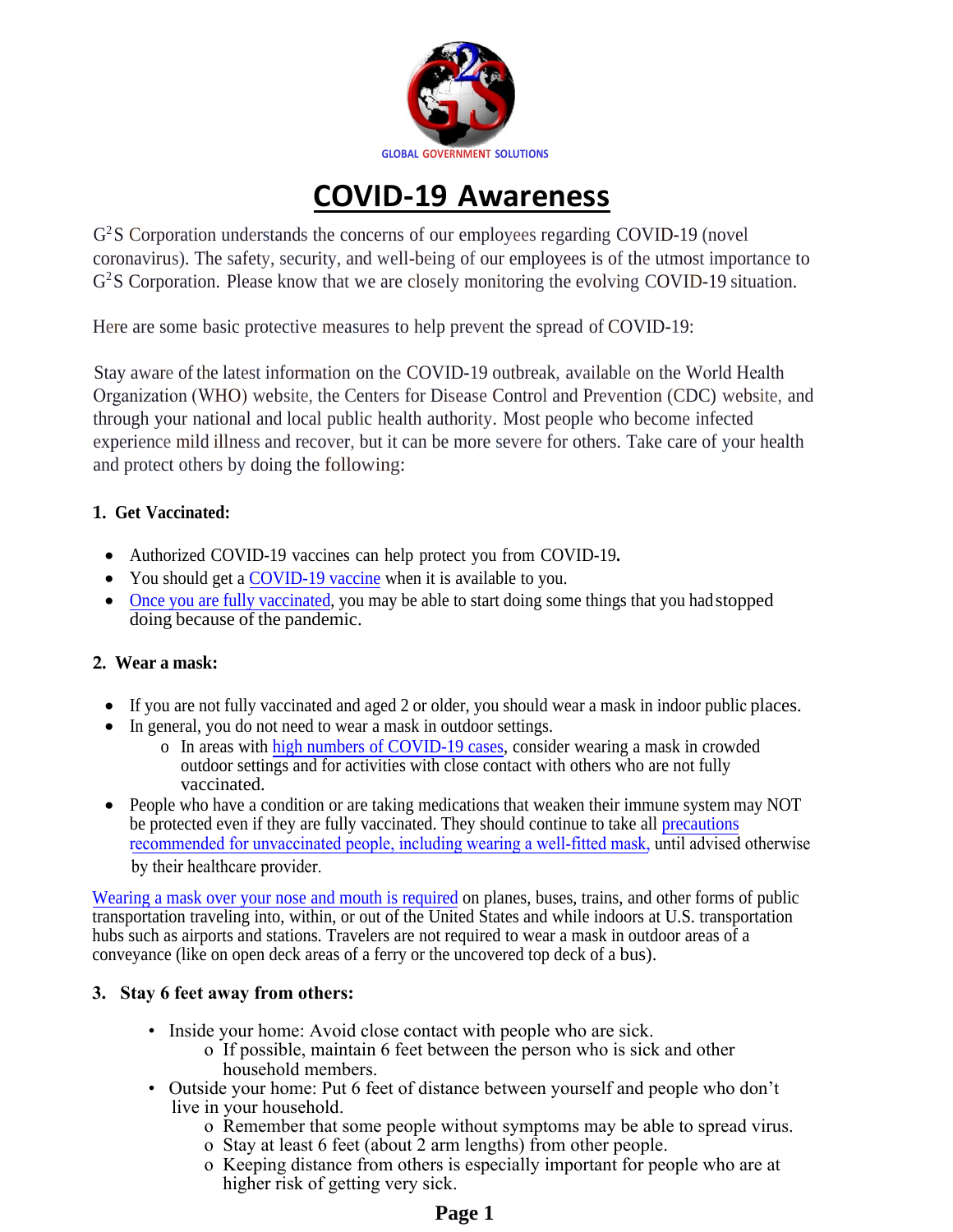GLOBAL GOVERNMENT SOLUTIONS

# COVID-19 Awareness

G[2]S Corporation understands the concerns of our employees regarding COVID-19 (novel coronavirus). The safety, security, and well-being of our employees is of the utmost importance to G[2]S Corporation. Please know that we are closely monitoring the evolving COVID-19 situation.

Here are some basic protective measures to help prevent the spread of COVID-19:

Stay aware of the latest information on the COVID-19 outbreak, available on the World Health Organization (WHO) website, the Centers for Disease Control and Prevention (CDC) website, and through your national and local public health authority. Most people who become infected experience mild illness and recover, but it can be more severe for others. Take care of your health and protect others by doing the following:

**1. Get Vaccinated:**

- Authorized COVID-19 vaccines can help protect you from COVID-19.
- You should get a COVID-19 vaccine when it is available to you.
- Once you are fully vaccinated, you may be able to start doing some things that you had stopped doing because of the pandemic.

**2. Wear a mask:**

- If you are not fully vaccinated and aged 2 or older, you should wear a mask in indoor public places.
- In general, you do not need to wear a mask in outdoor settings.
  - In areas with high numbers of COVID-19 cases, consider wearing a mask in crowded outdoor settings and for activities with close contact with others who are not fully vaccinated.
- People who have a condition or are taking medications that weaken their immune system may NOT be protected even if they are fully vaccinated. They should continue to take all precautions recommended for unvaccinated people, including wearing a well-fitted mask, until advised otherwise by their healthcare provider.

Wearing a mask over your nose and mouth is required on planes, buses, trains, and other forms of public transportation traveling into, within, or out of the United States and while indoors at U.S. transportation hubs such as airports and stations. Travelers are not required to wear a mask in outdoor areas of a conveyance (like on open deck areas of a ferry or the uncovered top deck of a bus).

**3. Stay 6 feet away from others:**

- Inside your home: Avoid close contact with people who are sick.
  - If possible, maintain 6 feet between the person who is sick and other household members.
- Outside your home: Put 6 feet of distance between yourself and people who don't live in your household.
  - Remember that some people without symptoms may be able to spread virus.
  - Stay at least 6 feet (about 2 arm lengths) from other people.
  - Keeping distance from others is especially important for people who are at higher risk of getting very sick.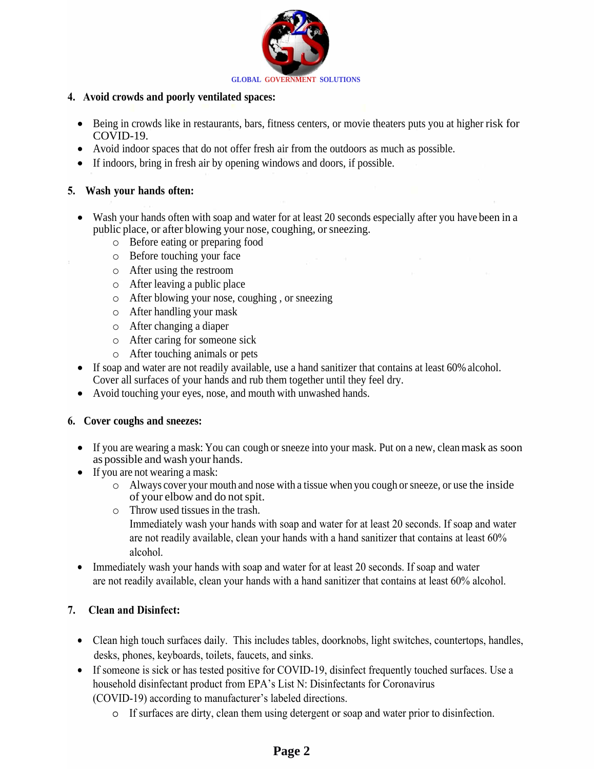**4. Avoid crowds and poorly ventilated spaces:**

- Being in crowds like in restaurants, bars, fitness centers, or movie theaters puts you at higher risk for COVID-19.
- Avoid indoor spaces that do not offer fresh air from the outdoors as much as possible.
- If indoors, bring in fresh air by opening windows and doors, if possible.

**5. Wash your hands often:**

- Wash your hands often with soap and water for at least 20 seconds especially after you have been in a public place, or after blowing your nose, coughing, or sneezing.
    - Before eating or preparing food
    - Before touching your face
    - After using the restroom
    - After leaving a public place
    - After blowing your nose, coughing , or sneezing
    - After handling your mask
    - After changing a diaper
    - After caring for someone sick
    - After touching animals or pets
- If soap and water are not readily available, use a hand sanitizer that contains at least 60% alcohol. Cover all surfaces of your hands and rub them together until they feel dry.
- Avoid touching your eyes, nose, and mouth with unwashed hands.

**6. Cover coughs and sneezes:**

- If you are wearing a mask: You can cough or sneeze into your mask. Put on a new, clean mask as soon as possible and wash your hands.
- If you are not wearing a mask:
    - Always cover your mouth and nose with a tissue when you cough or sneeze, or use the inside of your elbow and do not spit.
    - Throw used tissues in the trash.

      Immediately wash your hands with soap and water for at least 20 seconds. If soap and water are not readily available, clean your hands with a hand sanitizer that contains at least 60% alcohol.
- Immediately wash your hands with soap and water for at least 20 seconds. If soap and water are not readily available, clean your hands with a hand sanitizer that contains at least 60% alcohol.

**7. Clean and Disinfect:**

- Clean high touch surfaces daily. This includes tables, doorknobs, light switches, countertops, handles, desks, phones, keyboards, toilets, faucets, and sinks.
- If someone is sick or has tested positive for COVID-19, disinfect frequently touched surfaces. Use a household disinfectant product from EPA's List N: Disinfectants for Coronavirus (COVID-19) according to manufacturer's labeled directions.
    - If surfaces are dirty, clean them using detergent or soap and water prior to disinfection.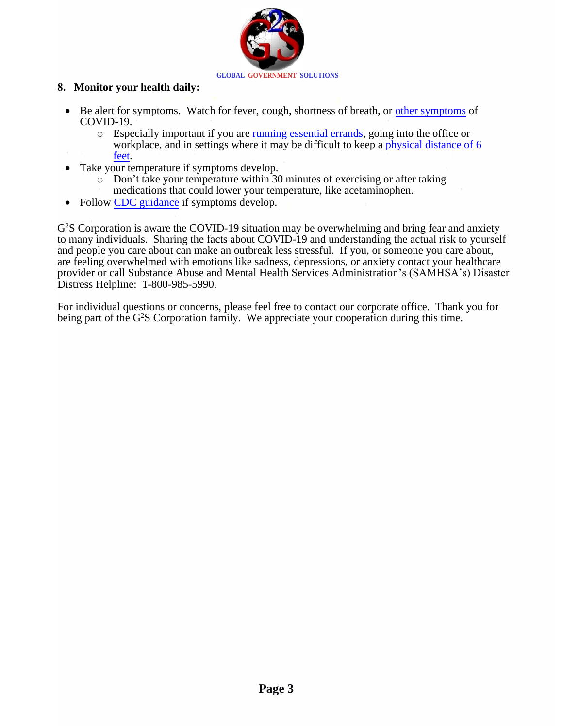## 8. Monitor your health daily:

- Be alert for symptoms. Watch for fever, cough, shortness of breath, or other symptoms of COVID-19.
  - Especially important if you are running essential errands, going into the office or workplace, and in settings where it may be difficult to keep a physical distance of 6 feet.
- Take your temperature if symptoms develop.
  - Don't take your temperature within 30 minutes of exercising or after taking medications that could lower your temperature, like acetaminophen.
- Follow CDC guidance if symptoms develop.

G$^2$S Corporation is aware the COVID-19 situation may be overwhelming and bring fear and anxiety to many individuals. Sharing the facts about COVID-19 and understanding the actual risk to yourself and people you care about can make an outbreak less stressful. If you, or someone you care about, are feeling overwhelmed with emotions like sadness, depressions, or anxiety contact your healthcare provider or call Substance Abuse and Mental Health Services Administration's (SAMHSA's) Disaster Distress Helpline: 1-800-985-5990.

For individual questions or concerns, please feel free to contact our corporate office. Thank you for being part of the G$^2$S Corporation family. We appreciate your cooperation during this time.